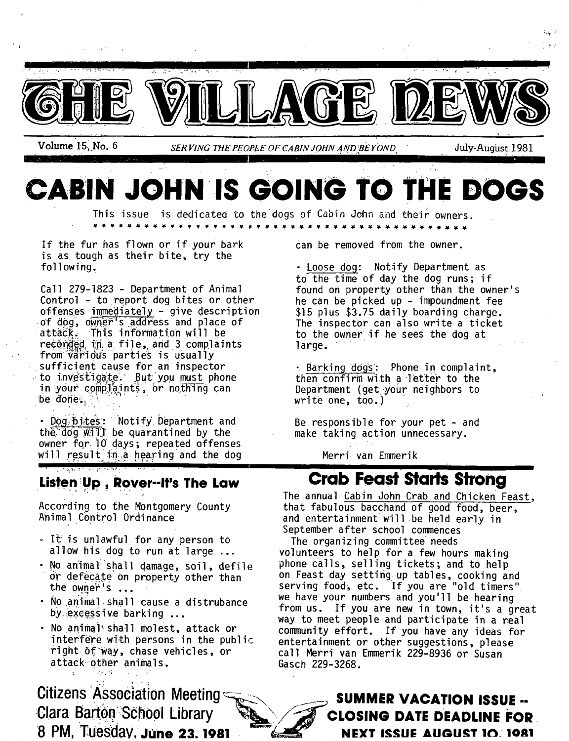# THE VILLAGE NEWS

Volume 15, No. 6 — *SERVING THE PEOPLE OF CABIN JOHN AND BEYOND* — July-August 1981

# CABIN JOHN IS GOING TO THE DOGS

This issue is dedicated to the dogs of Cabin John and their owners.

* * * * * * * * * * * * * * * * * * * * * * * * * * * * * * * * * * * * * * * * * *

If the fur has flown or if your bark is as tough as their bite, try the following.

Call 279-1823 - Department of Animal Control - to report dog bites or other offenses immediately - give description of dog, owner's address and place of attack. This information will be recorded in a file, and 3 complaints from various parties is usually sufficient cause for an inspector to investigate. But you must phone in your complaints, or nothing can be done.

- Dog bites: Notify Department and the dog will be quarantined by the owner for 10 days; repeated offenses will result in a hearing and the dog can be removed from the owner.

- Loose dog: Notify Department as to the time of day the dog runs; if found on property other than the owner's he can be picked up - impoundment fee $15 plus $3.75 daily boarding charge. The inspector can also write a ticket to the owner if he sees the dog at large.

- Barking dogs: Phone in complaint, then confirm with a letter to the Department (get your neighbors to write one, too.)

Be responsible for your pet - and make taking action unnecessary.

Merri van Emmerik

## Listen Up, Rover--It's The Law

According to the Montgomery County Animal Control Ordinance

- It is unlawful for any person to allow his dog to run at large ...
- No animal shall damage, soil, defile or defecate on property other than the owner's ...
- No animal shall cause a distrubance by excessive barking ...
- No animal shall molest, attack or interfere with persons in the public right of way, chase vehicles, or attack other animals.

## Crab Feast Starts Strong

The annual Cabin John Crab and Chicken Feast, that fabulous bacchand of good food, beer, and entertainment will be held early in September after school commences

The organizing committee needs volunteers to help for a few hours making phone calls, selling tickets; and to help on Feast day setting up tables, cooking and serving food, etc. If you are "old timers" we have your numbers and you'll be hearing from us. If you are new in town, it's a great way to meet people and participate in a real community effort. If you have any ideas for entertainment or other suggestions, please call Merri van Emmerik 229-8936 or Susan Gasch 229-3268.

**Citizens Association Meeting**
**Clara Barton School Library**
**8 PM, Tuesday, June 23, 1981**

**SUMMER VACATION ISSUE -- CLOSING DATE DEADLINE FOR NEXT ISSUE AUGUST 10, 1981**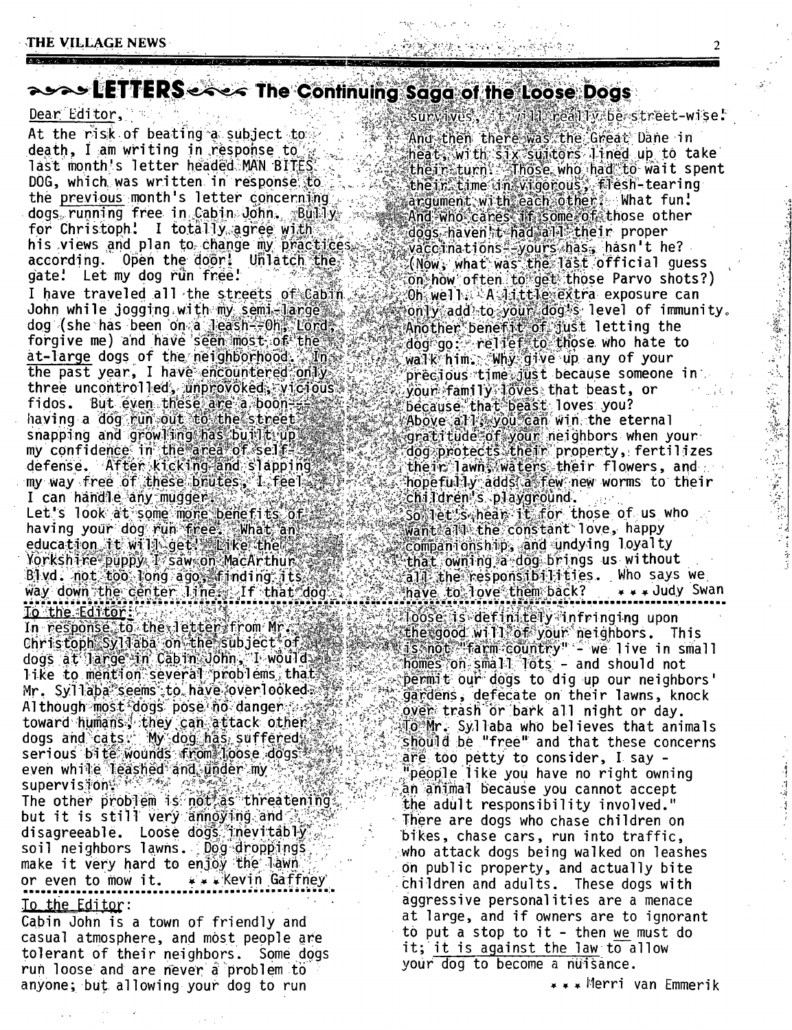# LETTERS — The Continuing Saga of the Loose Dogs

Dear Editor,

At the risk of beating a subject to death, I am writing in response to last month's letter headed MAN BITES DOG, which was written in response to the previous month's letter concerning dogs running free in Cabin John. Bully for Christoph! I totally agree with his views and plan to change my practices according. Open the door! Unlatch the gate! Let my dog run free!

I have traveled all the streets of Cabin John while jogging with my semi-large dog (she has been on a leash--Oh, Lord, forgive me) and have seen most of the at-large dogs of the neighborhood. In the past year, I have encountered only three uncontrolled, unprovoked, vicious fidos. But even these are a boon--having a dog run out to the street snapping and growling has built up my confidence in the area of self-defense. After kicking and slapping my way free of these brutes, I feel I can handle any mugger.

Let's look at some more benefits of having your dog run free. What an education it will get! Like the Yorkshire puppy I saw on MacArthur Blvd. not too long ago, finding its way down the center line. If that dog survives, it will really be street-wise!

And then there was the Great Dane in heat, with six suitors lined up to take their turn. Those who had to wait spent their time in vigorous, flesh-tearing argument with each other. What fun! And who cares if some of those other dogs haven't had all their proper vaccinations--yours has, hasn't he? (Now, what was the last official guess on how often to get those Parvo shots?) Oh well. A little extra exposure can only add to your dog's level of immunity.

Another benefit of just letting the dog go: relief to those who hate to walk him. Why give up any of your precious time just because someone in your family loves that beast, or because that beast loves you?

Above all, you can win the eternal gratitude of your neighbors when your dog protects their property, fertilizes their lawn, waters their flowers, and hopefully adds a few new worms to their children's playground.

So let's hear it for those of us who want all the constant love, happy companionship, and undying loyalty that owning a dog brings us without all the responsibilities. Who says we have to love them back? \* \* \* Judy Swan

---

To the Editor:

In response to the letter from Mr. Christoph Syllaba on the subject of dogs at large in Cabin John, I would like to mention several problems that Mr. Syllaba seems to have overlooked. Although most dogs pose no danger toward humans, they can attack other dogs and cats. My dog has suffered serious bite wounds from loose dogs even while leashed and under my supervision.

The other problem is not as threatening but it is still very annoying and disagreeable. Loose dogs inevitably soil neighbors lawns. Dog droppings make it very hard to enjoy the lawn or even to mow it. \* \* \* Kevin Gaffney

---

To the Editor:

Cabin John is a town of friendly and casual atmosphere, and most people are tolerant of their neighbors. Some dogs run loose and are never a problem to anyone; but allowing your dog to run loose is definitely infringing upon the good will of your neighbors. This is not "farm country" - we live in small homes on small lots - and should not permit our dogs to dig up our neighbors' gardens, defecate on their lawns, knock over trash or bark all night or day.

To Mr. Syllaba who believes that animals should be "free" and that these concerns are too petty to consider, I say - "people like you have no right owning an animal because you cannot accept the adult responsibility involved."

There are dogs who chase children on bikes, chase cars, run into traffic, who attack dogs being walked on leashes on public property, and actually bite children and adults. These dogs with aggressive personalities are a menace at large, and if owners are to ignorant to put a stop to it - then <u>we</u> must do it; <u>it is against the law to allow</u> your dog to become a nuisance.

\* \* \* Merri van Emmerik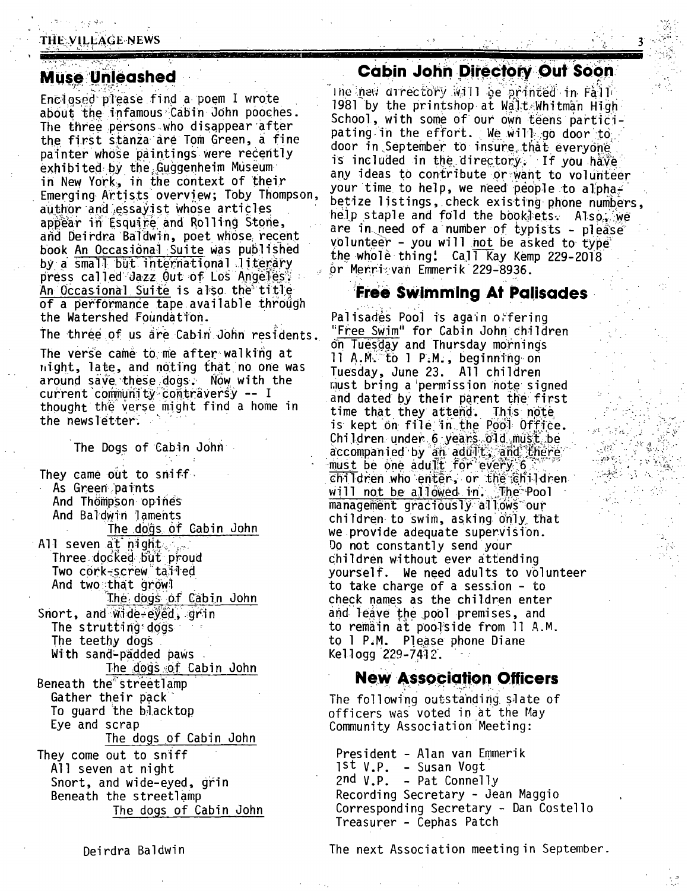## Muse Unleashed

Enclosed please find a poem I wrote about the infamous Cabin John pooches. The three persons who disappear after the first stanza are Tom Green, a fine painter whose paintings were recently exhibited by the Guggenheim Museum in New York, in the context of their Emerging Artists overview; Toby Thompson, author and essayist whose articles appear in Esquire and Rolling Stone, and Deirdra Baldwin, poet whose recent book An Occasional Suite was published by a small but international literary press called Jazz Out of Los Angeles. An Occasional Suite is also the title of a performance tape available through the Watershed Foundation.

The three of us are Cabin John residents.

The verse came to me after walking at night, late, and noting that no one was around save these dogs. Now with the current community contraversy -- I thought the verse might find a home in the newsletter.

The Dogs of Cabin John

They came out to sniff
As Green paints
And Thompson opines
And Baldwin laments
The dogs of Cabin John

All seven at night
Three docked but proud
Two cork-screw tailed
And two that growl
The dogs of Cabin John

Snort, and wide-eyed, grin
The strutting dogs
The teethy dogs
With sand-padded paws
The dogs of Cabin John

Beneath the streetlamp
Gather their pack
To guard the blacktop
Eye and scrap
The dogs of Cabin John

They come out to sniff
All seven at night
Snort, and wide-eyed, grin
Beneath the streetlamp
The dogs of Cabin John

Deirdra Baldwin

## Cabin John Directory Out Soon

The new directory will be printed in Fall 1981 by the printshop at Walt Whitman High School, with some of our own teens participating in the effort. We will go door to door in September to insure that everyone is included in the directory. If you have any ideas to contribute or want to volunteer your time to help, we need people to alphabetize listings, check existing phone numbers, help staple and fold the booklets. Also, we are in need of a number of typists - please volunteer - you will not be asked to type the whole thing! Call Kay Kemp 229-2018 or Merri van Emmerik 229-8936.

## Free Swimming At Palisades

Palisades Pool is again offering "Free Swim" for Cabin John children on Tuesday and Thursday mornings 11 A.M. to 1 P.M., beginning on Tuesday, June 23. All children must bring a permission note signed and dated by their parent the first time that they attend. This note is kept on file in the Pool Office. Children under 6 years old must be accompanied by an adult, and there must be one adult for every 6 children who enter, or the children will not be allowed in. The Pool management graciously allows our children to swim, asking only that we provide adequate supervision. Do not constantly send your children without ever attending yourself. We need adults to volunteer to take charge of a session - to check names as the children enter and leave the pool premises, and to remain at poolside from 11 A.M. to 1 P.M. Please phone Diane Kellogg 229-7412.

## New Association Officers

The following outstanding slate of officers was voted in at the May Community Association Meeting:

President - Alan van Emmerik
1st V.P. - Susan Vogt
2nd V.P. - Pat Connelly
Recording Secretary - Jean Maggio
Corresponding Secretary - Dan Costello
Treasurer - Cephas Patch

The next Association meeting in September.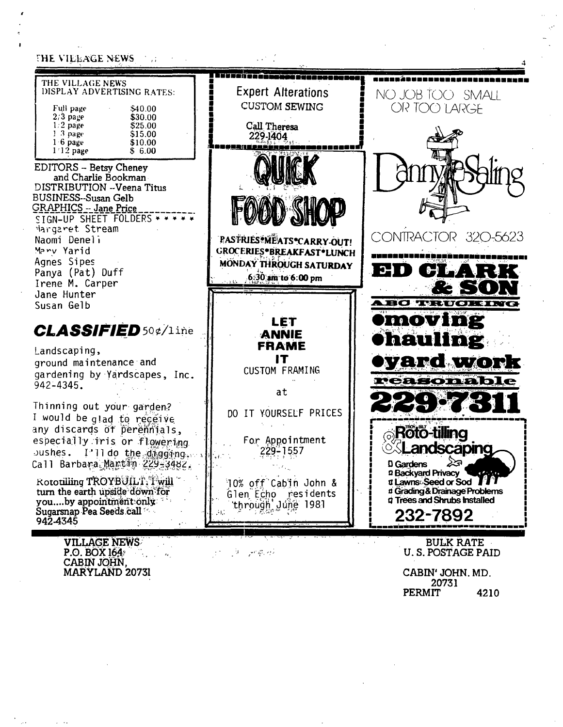THE VILLAGE NEWS
DISPLAY ADVERTISING RATES:

| | |
|---|---|
| Full page | $40.00 |
| 2/3 page | $30.00 |
| 1/2 page | $25.00 |
| 1/3 page | $15.00 |
| 1/6 page | $10.00 |
| 1/12 page | $ 6.00 |

EDITORS – Betsy Cheney and Charlie Bookman
DISTRIBUTION --Veena Titus
BUSINESS--Susan Gelb
GRAPHICS -- Jane Price
SIGN-UP SHEET FOLDERS * * * * *
Margaret Stream
Naomi Deneli
Mary Yarid
Agnes Sipes
Panya (Pat) Duff
Irene M. Carper
Jane Hunter
Susan Gelb

## *CLASSIFIED* 50¢/line

Landscaping, ground maintenance and gardening by Yardscapes, Inc. 942-4345.

Thinning out your garden? I would be glad to receive any discards of perennials, especially iris or flowering bushes. I'll do the digging. Call Barbara Martin 229-3482.

Rototiling TROYBUILT. I will turn the earth upside down for you....by appointment only. Sugarsnap Pea Seeds call 942-4345

---

Expert Alterations
CUSTOM SEWING

Call Theresa
229-1404

---

QUICK FOOD SHOP

PASTRIES*MEATS*CARRY-OUT!
GROCERIES*BREAKFAST*LUNCH
MONDAY THROUGH SATURDAY
6:30 am to 6:00 pm

---

LET ANNIE FRAME IT
CUSTOM FRAMING

at

DO IT YOURSELF PRICES

For Appointment
229-1557

10% off Cabin John & Glen Echo residents through June 1981

---

NO JOB TOO SMALL OR TOO LARGE

Danny Saling

CONTRACTOR 320-5623

---

ED CLARK & SON
ABC TRUCKING
•moving
•hauling
•yard work
reasonable
229-7311

---

TROY BILT Roto-tilling
& Landscaping
- Gardens
- Backyard Privacy
- Lawns–Seed or Sod
- Grading & Drainage Problems
- Trees and Shrubs Installed

232-7892

---

VILLAGE NEWS
P.O. BOX 164
CABIN JOHN,
MARYLAND 20731

BULK RATE
U. S. POSTAGE PAID

CABIN JOHN, MD.
20731
PERMIT 4210